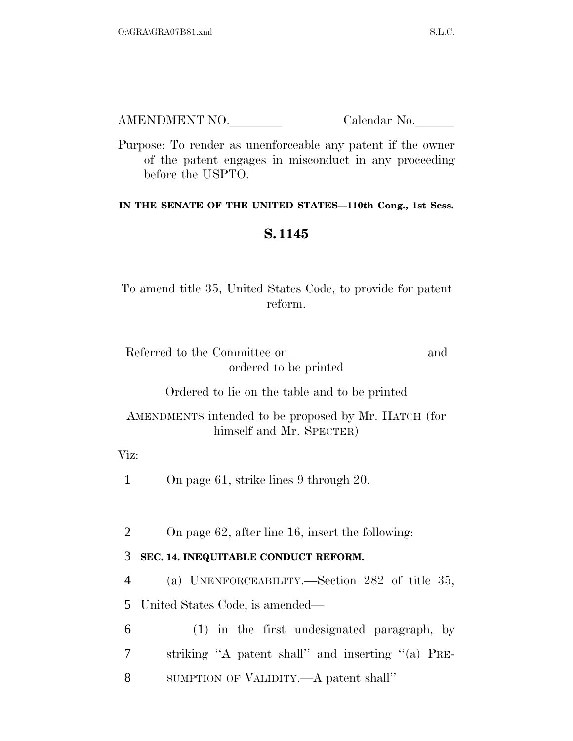AMENDMENT NO.\_\_\_\_\_\_\_\_ Calendar No.\_\_\_\_\_\_

Purpose: To render as unenforceable any patent if the owner of the patent engages in misconduct in any proceeding before the USPTO.

**IN THE SENATE OF THE UNITED STATES—110th Cong., 1st Sess.**

## S. 1145

To amend title 35, United States Code, to provide for patent reform.

Referred to the Committee on \_\_\_\_\_\_\_\_\_\_\_\_\_\_\_\_\_\_\_\_ and ordered to be printed

Ordered to lie on the table and to be printed

AMENDMENTS intended to be proposed by Mr. HATCH (for himself and Mr. SPECTER)

Viz:

1 On page 61, strike lines 9 through 20.

2 On page 62, after line 16, insert the following:

3 **SEC. 14. INEQUITABLE CONDUCT REFORM.**

4 (a) UNENFORCEABILITY.—Section 282 of title 35,
5 United States Code, is amended—
6 (1) in the first undesignated paragraph, by
7 striking ''A patent shall'' and inserting ''(a) PRE-
8 SUMPTION OF VALIDITY.—A patent shall''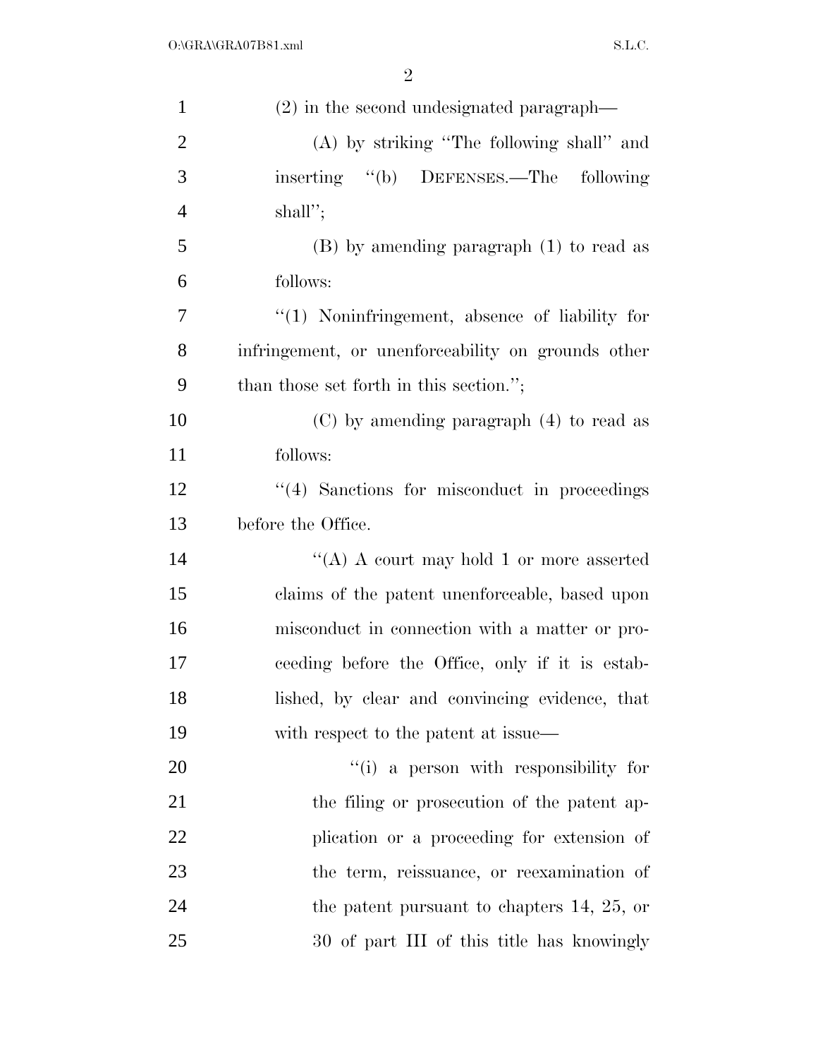(2) in the second undesignated paragraph—

(A) by striking "The following shall" and inserting "(b) DEFENSES.—The following shall";

(B) by amending paragraph (1) to read as follows:

"(1) Noninfringement, absence of liability for infringement, or unenforceability on grounds other than those set forth in this section.";

(C) by amending paragraph (4) to read as follows:

"(4) Sanctions for misconduct in proceedings before the Office.

"(A) A court may hold 1 or more asserted claims of the patent unenforceable, based upon misconduct in connection with a matter or proceeding before the Office, only if it is established, by clear and convincing evidence, that with respect to the patent at issue—

"(i) a person with responsibility for the filing or prosecution of the patent application or a proceeding for extension of the term, reissuance, or reexamination of the patent pursuant to chapters 14, 25, or 30 of part III of this title has knowingly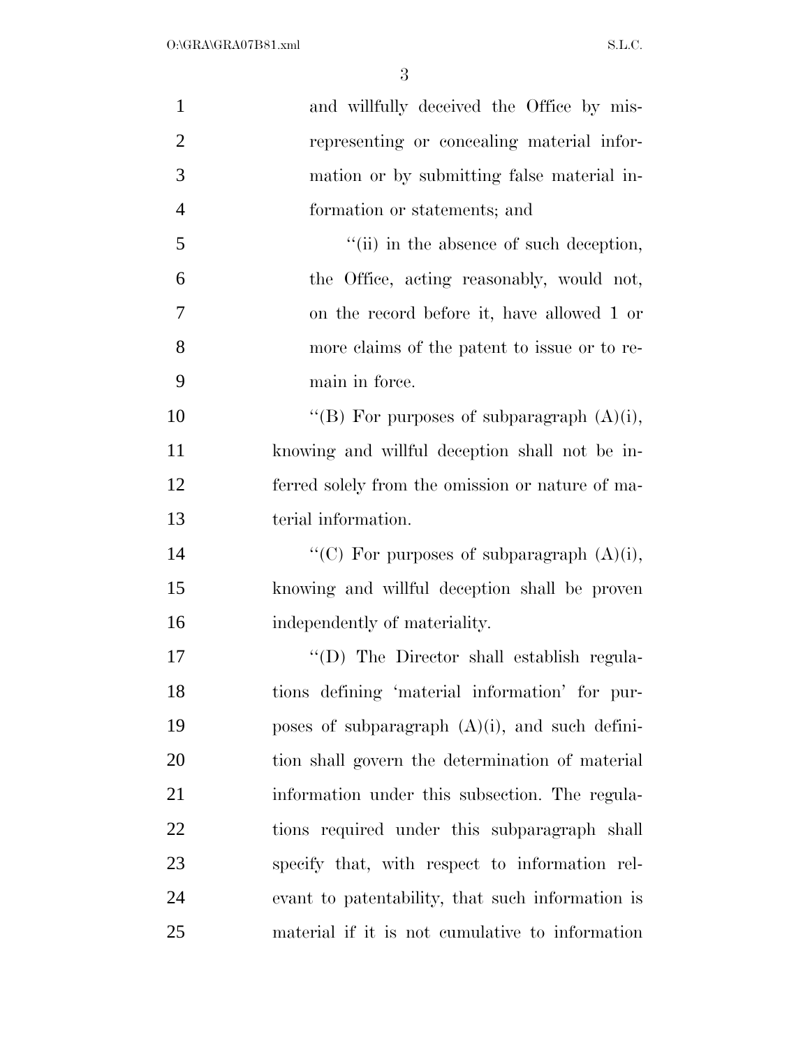and willfully deceived the Office by misrepresenting or concealing material information or by submitting false material information or statements; and

"(ii) in the absence of such deception, the Office, acting reasonably, would not, on the record before it, have allowed 1 or more claims of the patent to issue or to remain in force.

"(B) For purposes of subparagraph (A)(i), knowing and willful deception shall not be inferred solely from the omission or nature of material information.

"(C) For purposes of subparagraph (A)(i), knowing and willful deception shall be proven independently of materiality.

"(D) The Director shall establish regulations defining 'material information' for purposes of subparagraph (A)(i), and such definition shall govern the determination of material information under this subsection. The regulations required under this subparagraph shall specify that, with respect to information relevant to patentability, that such information is material if it is not cumulative to information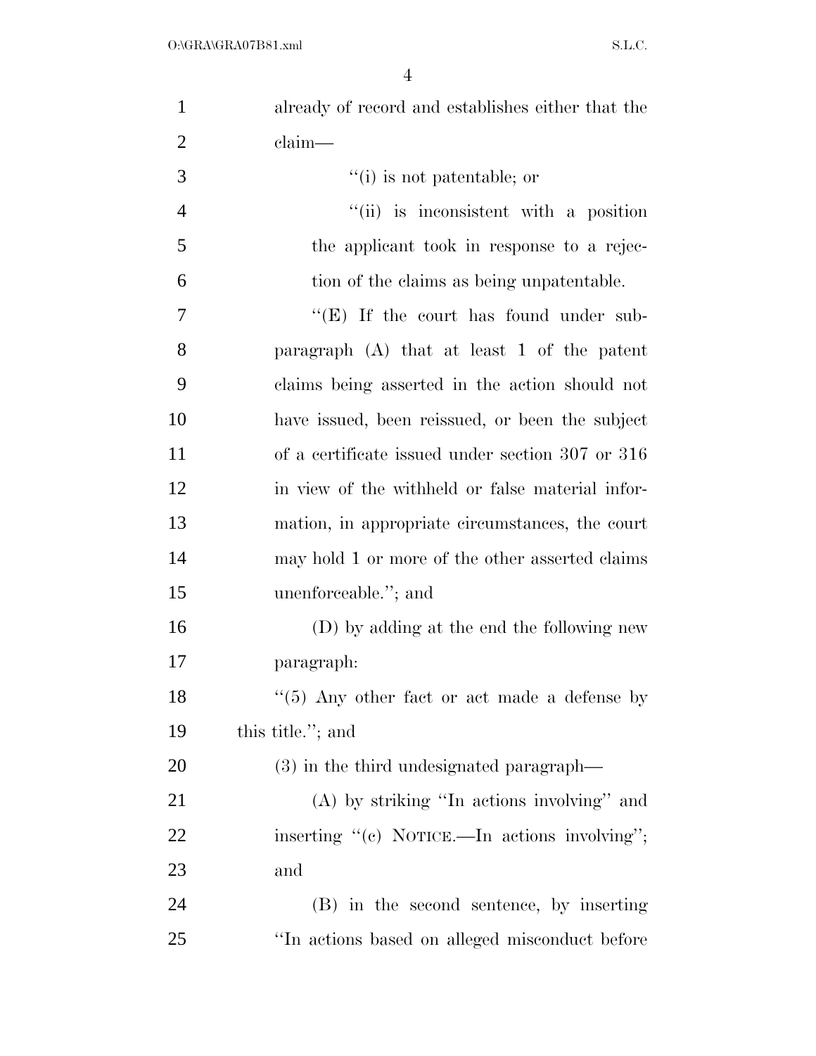already of record and establishes either that the claim—

''(i) is not patentable; or

''(ii) is inconsistent with a position the applicant took in response to a rejection of the claims as being unpatentable.

''(E) If the court has found under subparagraph (A) that at least 1 of the patent claims being asserted in the action should not have issued, been reissued, or been the subject of a certificate issued under section 307 or 316 in view of the withheld or false material information, in appropriate circumstances, the court may hold 1 or more of the other asserted claims unenforceable.''; and

(D) by adding at the end the following new paragraph:

''(5) Any other fact or act made a defense by this title.''; and

(3) in the third undesignated paragraph—

(A) by striking ''In actions involving'' and inserting ''(c) NOTICE.—In actions involving''; and

(B) in the second sentence, by inserting ''In actions based on alleged misconduct before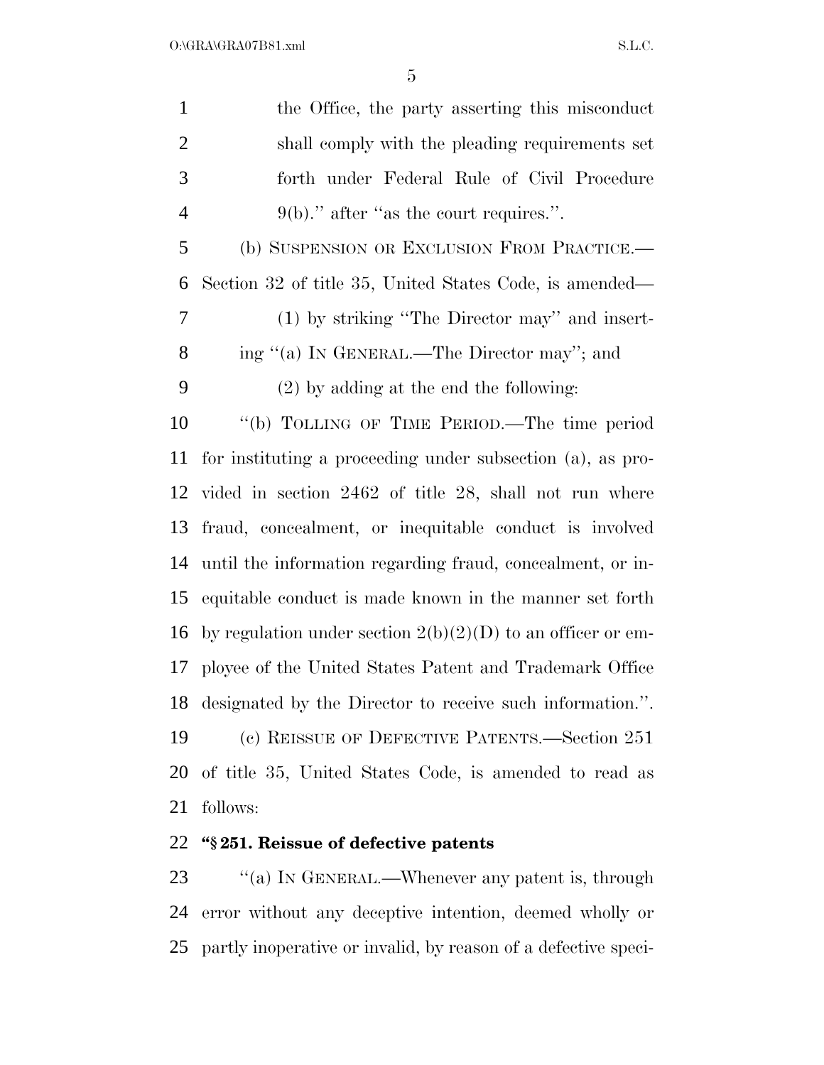the Office, the party asserting this misconduct shall comply with the pleading requirements set forth under Federal Rule of Civil Procedure 9(b).'' after ''as the court requires.''.

(b) SUSPENSION OR EXCLUSION FROM PRACTICE.—Section 32 of title 35, United States Code, is amended—

(1) by striking ''The Director may'' and inserting ''(a) IN GENERAL.—The Director may''; and

(2) by adding at the end the following:

''(b) TOLLING OF TIME PERIOD.—The time period for instituting a proceeding under subsection (a), as provided in section 2462 of title 28, shall not run where fraud, concealment, or inequitable conduct is involved until the information regarding fraud, concealment, or inequitable conduct is made known in the manner set forth by regulation under section 2(b)(2)(D) to an officer or employee of the United States Patent and Trademark Office designated by the Director to receive such information.''.

(c) REISSUE OF DEFECTIVE PATENTS.—Section 251 of title 35, United States Code, is amended to read as follows:

**''§ 251. Reissue of defective patents**

''(a) IN GENERAL.—Whenever any patent is, through error without any deceptive intention, deemed wholly or partly inoperative or invalid, by reason of a defective speci-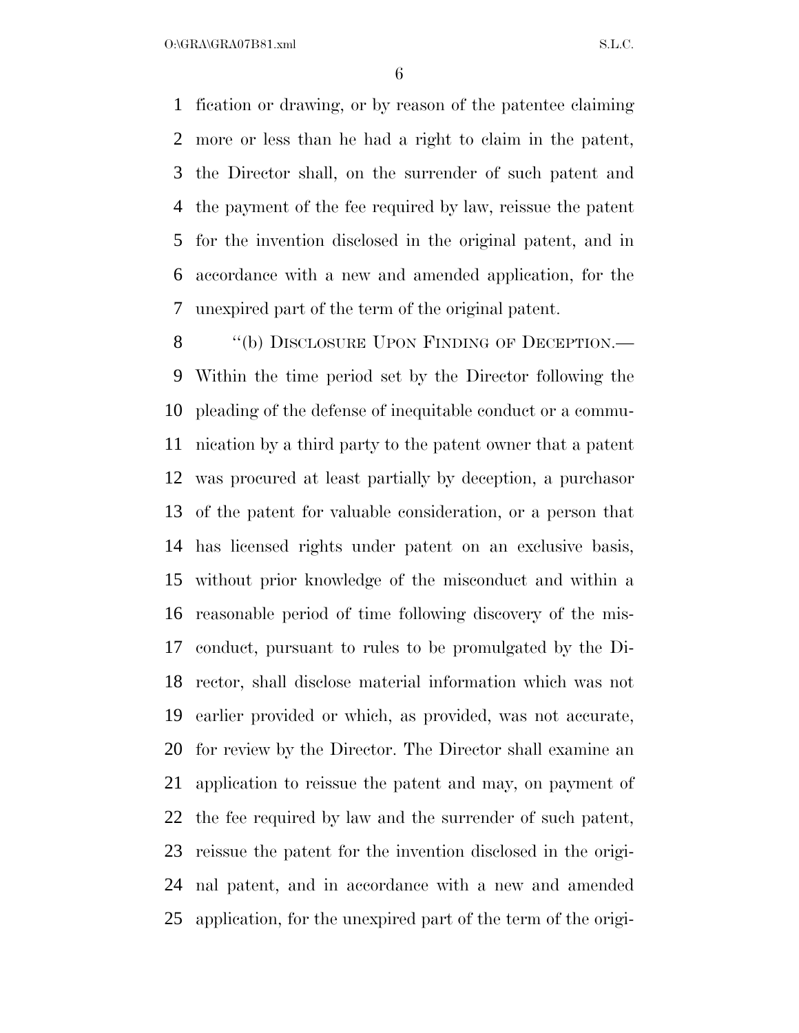fication or drawing, or by reason of the patentee claiming more or less than he had a right to claim in the patent, the Director shall, on the surrender of such patent and the payment of the fee required by law, reissue the patent for the invention disclosed in the original patent, and in accordance with a new and amended application, for the unexpired part of the term of the original patent.

''(b) DISCLOSURE UPON FINDING OF DECEPTION.— Within the time period set by the Director following the pleading of the defense of inequitable conduct or a communication by a third party to the patent owner that a patent was procured at least partially by deception, a purchasor of the patent for valuable consideration, or a person that has licensed rights under patent on an exclusive basis, without prior knowledge of the misconduct and within a reasonable period of time following discovery of the misconduct, pursuant to rules to be promulgated by the Director, shall disclose material information which was not earlier provided or which, as provided, was not accurate, for review by the Director. The Director shall examine an application to reissue the patent and may, on payment of the fee required by law and the surrender of such patent, reissue the patent for the invention disclosed in the original patent, and in accordance with a new and amended application, for the unexpired part of the term of the origi-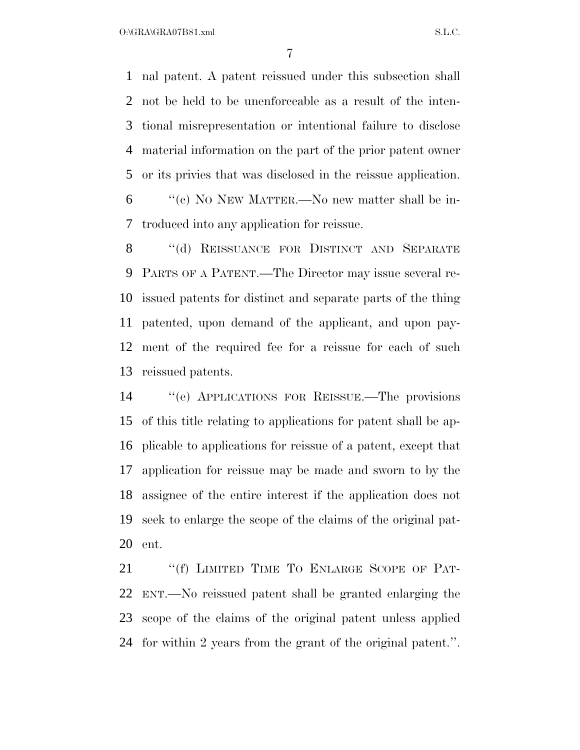nal patent. A patent reissued under this subsection shall not be held to be unenforceable as a result of the intentional misrepresentation or intentional failure to disclose material information on the part of the prior patent owner or its privies that was disclosed in the reissue application.

"(c) NO NEW MATTER.—No new matter shall be introduced into any application for reissue.

"(d) REISSUANCE FOR DISTINCT AND SEPARATE PARTS OF A PATENT.—The Director may issue several reissued patents for distinct and separate parts of the thing patented, upon demand of the applicant, and upon payment of the required fee for a reissue for each of such reissued patents.

"(e) APPLICATIONS FOR REISSUE.—The provisions of this title relating to applications for patent shall be applicable to applications for reissue of a patent, except that application for reissue may be made and sworn to by the assignee of the entire interest if the application does not seek to enlarge the scope of the claims of the original patent.

"(f) LIMITED TIME TO ENLARGE SCOPE OF PATENT.—No reissued patent shall be granted enlarging the scope of the claims of the original patent unless applied for within 2 years from the grant of the original patent.".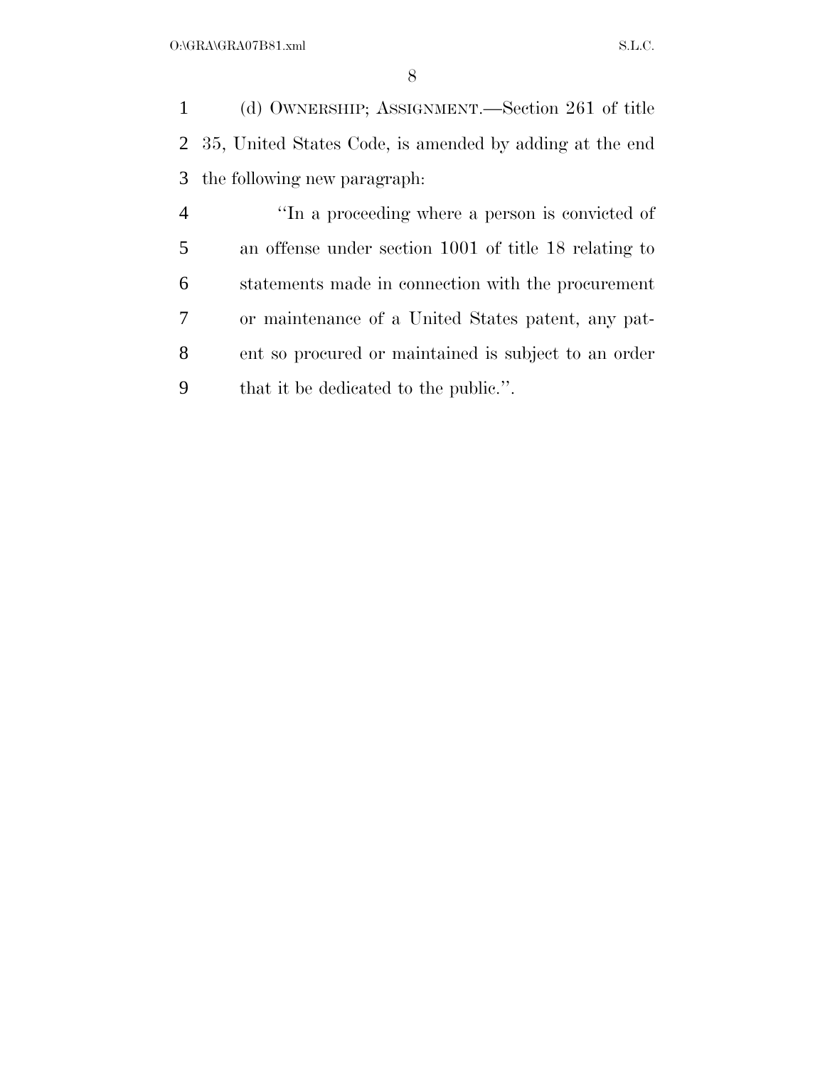(d) OWNERSHIP; ASSIGNMENT.—Section 261 of title 35, United States Code, is amended by adding at the end the following new paragraph:

"In a proceeding where a person is convicted of an offense under section 1001 of title 18 relating to statements made in connection with the procurement or maintenance of a United States patent, any patent so procured or maintained is subject to an order that it be dedicated to the public.".